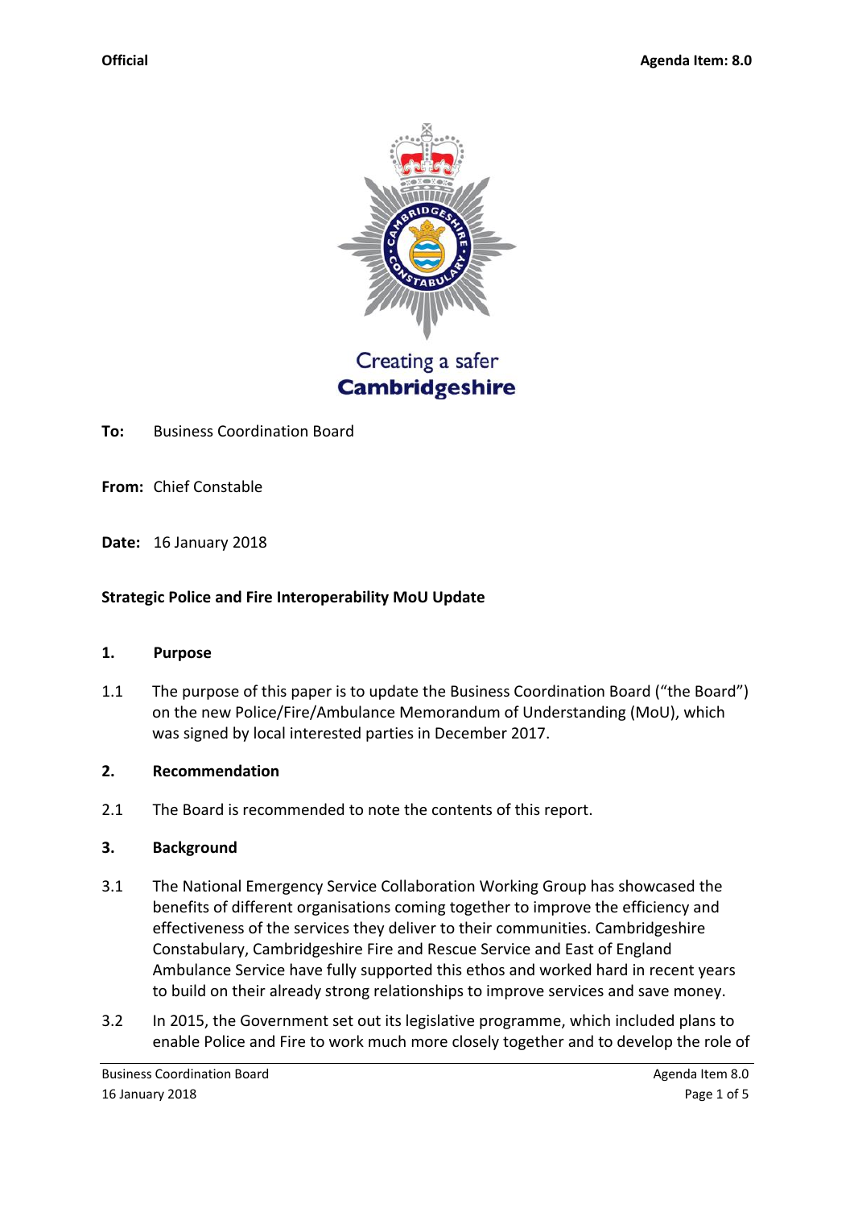Official

Agenda Item: 8.0

Creating a safer
**Cambridgeshire**

**To:** Business Coordination Board

**From:** Chief Constable

**Date:** 16 January 2018

**Strategic Police and Fire Interoperability MoU Update**

## 1. Purpose

1.1 The purpose of this paper is to update the Business Coordination Board ("the Board") on the new Police/Fire/Ambulance Memorandum of Understanding (MoU), which was signed by local interested parties in December 2017.

## 2. Recommendation

2.1 The Board is recommended to note the contents of this report.

## 3. Background

3.1 The National Emergency Service Collaboration Working Group has showcased the benefits of different organisations coming together to improve the efficiency and effectiveness of the services they deliver to their communities. Cambridgeshire Constabulary, Cambridgeshire Fire and Rescue Service and East of England Ambulance Service have fully supported this ethos and worked hard in recent years to build on their already strong relationships to improve services and save money.

3.2 In 2015, the Government set out its legislative programme, which included plans to enable Police and Fire to work much more closely together and to develop the role of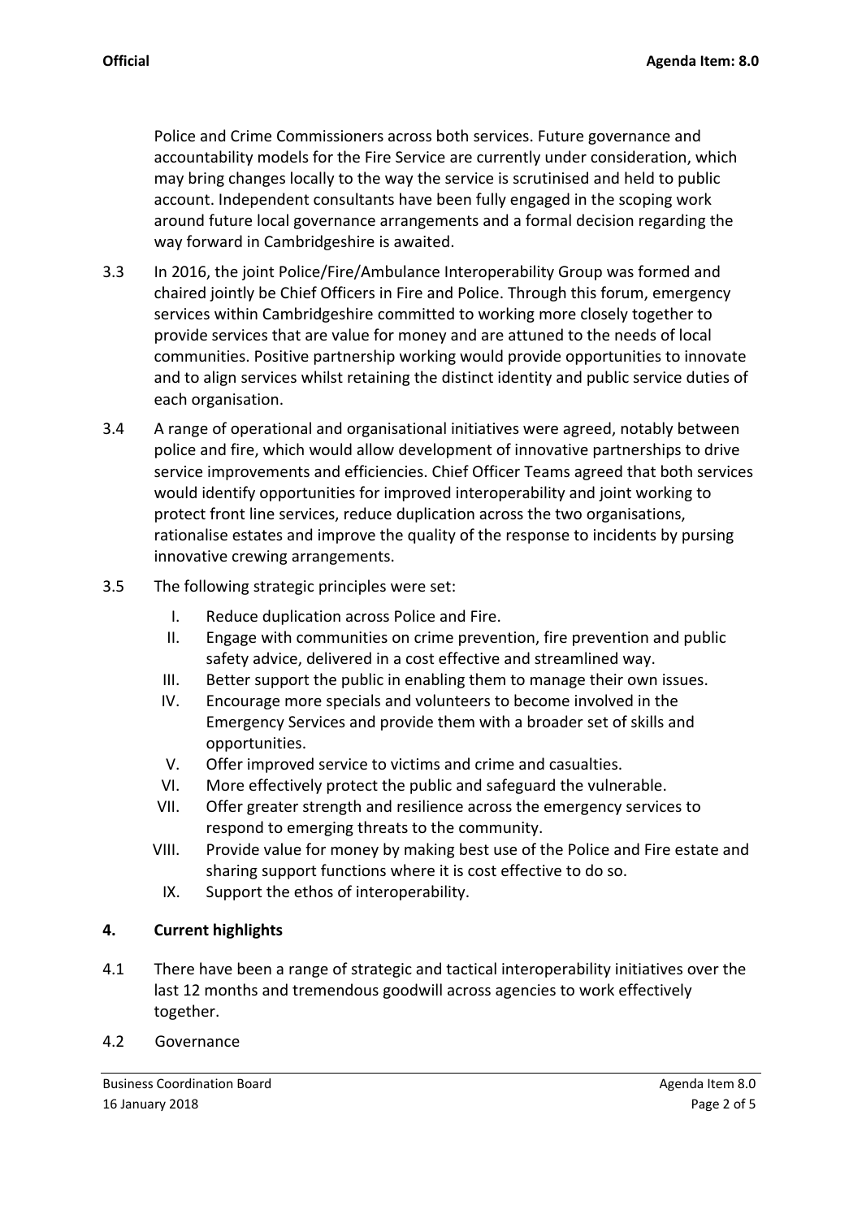Police and Crime Commissioners across both services. Future governance and accountability models for the Fire Service are currently under consideration, which may bring changes locally to the way the service is scrutinised and held to public account. Independent consultants have been fully engaged in the scoping work around future local governance arrangements and a formal decision regarding the way forward in Cambridgeshire is awaited.

3.3 In 2016, the joint Police/Fire/Ambulance Interoperability Group was formed and chaired jointly be Chief Officers in Fire and Police. Through this forum, emergency services within Cambridgeshire committed to working more closely together to provide services that are value for money and are attuned to the needs of local communities. Positive partnership working would provide opportunities to innovate and to align services whilst retaining the distinct identity and public service duties of each organisation.

3.4 A range of operational and organisational initiatives were agreed, notably between police and fire, which would allow development of innovative partnerships to drive service improvements and efficiencies. Chief Officer Teams agreed that both services would identify opportunities for improved interoperability and joint working to protect front line services, reduce duplication across the two organisations, rationalise estates and improve the quality of the response to incidents by pursing innovative crewing arrangements.

3.5 The following strategic principles were set:

I. Reduce duplication across Police and Fire.
II. Engage with communities on crime prevention, fire prevention and public safety advice, delivered in a cost effective and streamlined way.
III. Better support the public in enabling them to manage their own issues.
IV. Encourage more specials and volunteers to become involved in the Emergency Services and provide them with a broader set of skills and opportunities.
V. Offer improved service to victims and crime and casualties.
VI. More effectively protect the public and safeguard the vulnerable.
VII. Offer greater strength and resilience across the emergency services to respond to emerging threats to the community.
VIII. Provide value for money by making best use of the Police and Fire estate and sharing support functions where it is cost effective to do so.
IX. Support the ethos of interoperability.

## 4. Current highlights

4.1 There have been a range of strategic and tactical interoperability initiatives over the last 12 months and tremendous goodwill across agencies to work effectively together.

4.2 Governance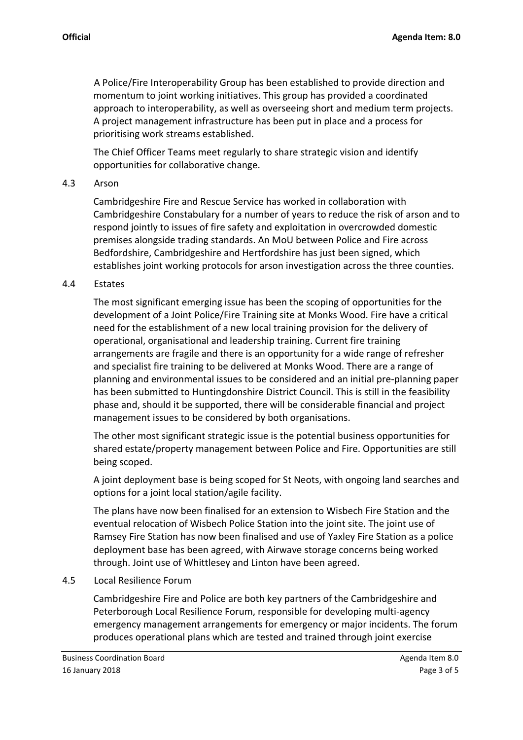A Police/Fire Interoperability Group has been established to provide direction and momentum to joint working initiatives. This group has provided a coordinated approach to interoperability, as well as overseeing short and medium term projects. A project management infrastructure has been put in place and a process for prioritising work streams established.

The Chief Officer Teams meet regularly to share strategic vision and identify opportunities for collaborative change.

4.3 Arson

Cambridgeshire Fire and Rescue Service has worked in collaboration with Cambridgeshire Constabulary for a number of years to reduce the risk of arson and to respond jointly to issues of fire safety and exploitation in overcrowded domestic premises alongside trading standards. An MoU between Police and Fire across Bedfordshire, Cambridgeshire and Hertfordshire has just been signed, which establishes joint working protocols for arson investigation across the three counties.

4.4 Estates

The most significant emerging issue has been the scoping of opportunities for the development of a Joint Police/Fire Training site at Monks Wood. Fire have a critical need for the establishment of a new local training provision for the delivery of operational, organisational and leadership training. Current fire training arrangements are fragile and there is an opportunity for a wide range of refresher and specialist fire training to be delivered at Monks Wood. There are a range of planning and environmental issues to be considered and an initial pre-planning paper has been submitted to Huntingdonshire District Council. This is still in the feasibility phase and, should it be supported, there will be considerable financial and project management issues to be considered by both organisations.

The other most significant strategic issue is the potential business opportunities for shared estate/property management between Police and Fire. Opportunities are still being scoped.

A joint deployment base is being scoped for St Neots, with ongoing land searches and options for a joint local station/agile facility.

The plans have now been finalised for an extension to Wisbech Fire Station and the eventual relocation of Wisbech Police Station into the joint site. The joint use of Ramsey Fire Station has now been finalised and use of Yaxley Fire Station as a police deployment base has been agreed, with Airwave storage concerns being worked through. Joint use of Whittlesey and Linton have been agreed.

4.5 Local Resilience Forum

Cambridgeshire Fire and Police are both key partners of the Cambridgeshire and Peterborough Local Resilience Forum, responsible for developing multi-agency emergency management arrangements for emergency or major incidents. The forum produces operational plans which are tested and trained through joint exercise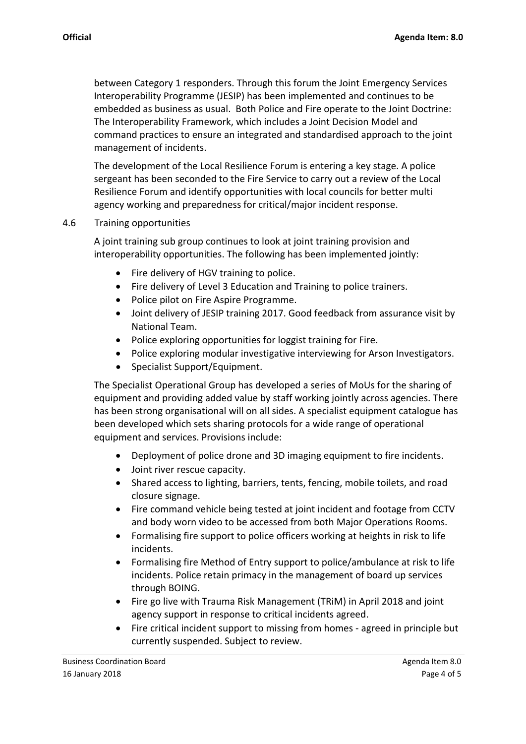between Category 1 responders. Through this forum the Joint Emergency Services Interoperability Programme (JESIP) has been implemented and continues to be embedded as business as usual. Both Police and Fire operate to the Joint Doctrine: The Interoperability Framework, which includes a Joint Decision Model and command practices to ensure an integrated and standardised approach to the joint management of incidents.

The development of the Local Resilience Forum is entering a key stage. A police sergeant has been seconded to the Fire Service to carry out a review of the Local Resilience Forum and identify opportunities with local councils for better multi agency working and preparedness for critical/major incident response.

4.6 Training opportunities

A joint training sub group continues to look at joint training provision and interoperability opportunities. The following has been implemented jointly:

- Fire delivery of HGV training to police.
- Fire delivery of Level 3 Education and Training to police trainers.
- Police pilot on Fire Aspire Programme.
- Joint delivery of JESIP training 2017. Good feedback from assurance visit by National Team.
- Police exploring opportunities for loggist training for Fire.
- Police exploring modular investigative interviewing for Arson Investigators.
- Specialist Support/Equipment.

The Specialist Operational Group has developed a series of MoUs for the sharing of equipment and providing added value by staff working jointly across agencies. There has been strong organisational will on all sides. A specialist equipment catalogue has been developed which sets sharing protocols for a wide range of operational equipment and services. Provisions include:

- Deployment of police drone and 3D imaging equipment to fire incidents.
- Joint river rescue capacity.
- Shared access to lighting, barriers, tents, fencing, mobile toilets, and road closure signage.
- Fire command vehicle being tested at joint incident and footage from CCTV and body worn video to be accessed from both Major Operations Rooms.
- Formalising fire support to police officers working at heights in risk to life incidents.
- Formalising fire Method of Entry support to police/ambulance at risk to life incidents. Police retain primacy in the management of board up services through BOING.
- Fire go live with Trauma Risk Management (TRiM) in April 2018 and joint agency support in response to critical incidents agreed.
- Fire critical incident support to missing from homes - agreed in principle but currently suspended. Subject to review.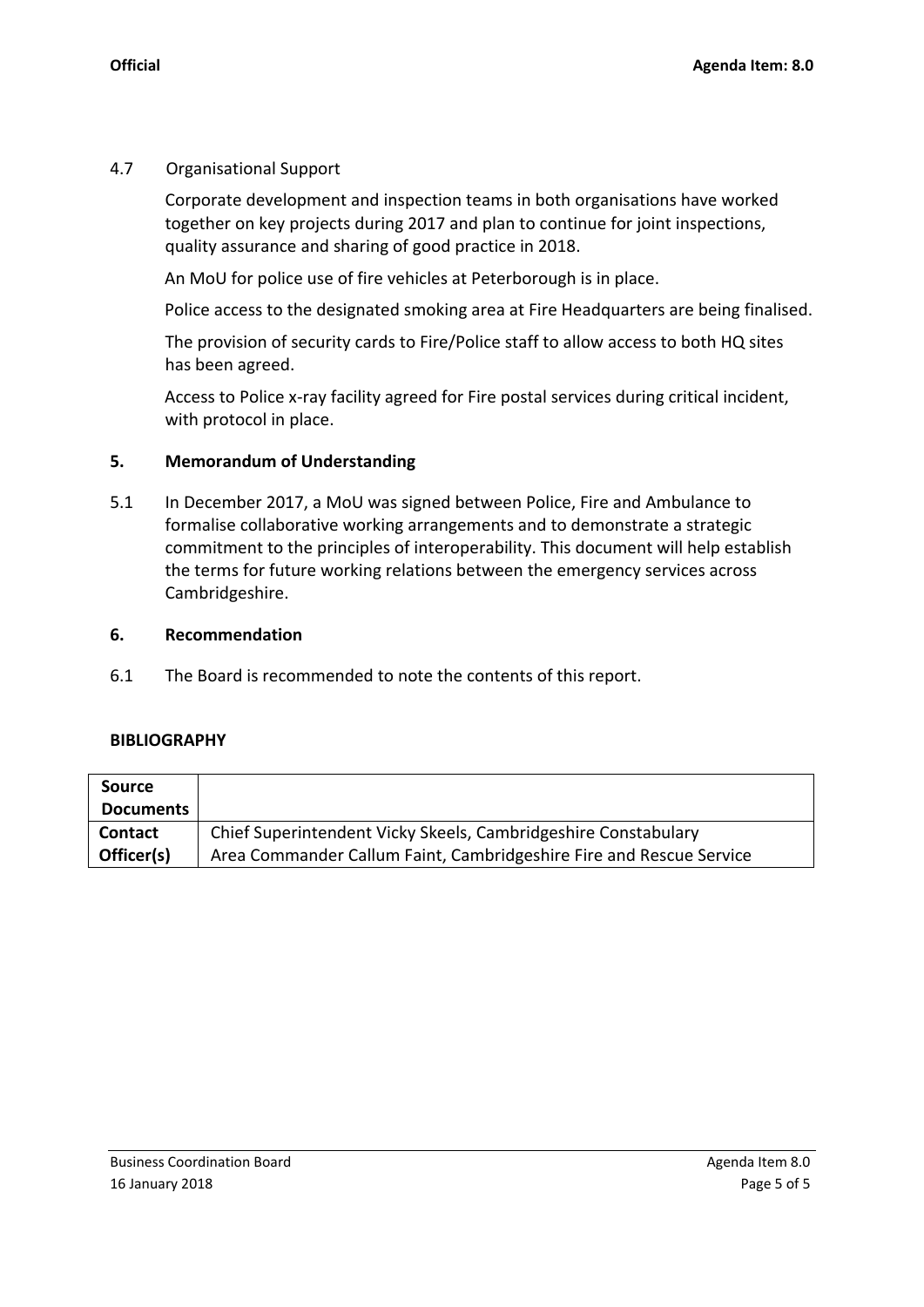4.7 Organisational Support

Corporate development and inspection teams in both organisations have worked together on key projects during 2017 and plan to continue for joint inspections, quality assurance and sharing of good practice in 2018.

An MoU for police use of fire vehicles at Peterborough is in place.

Police access to the designated smoking area at Fire Headquarters are being finalised.

The provision of security cards to Fire/Police staff to allow access to both HQ sites has been agreed.

Access to Police x-ray facility agreed for Fire postal services during critical incident, with protocol in place.

## 5. Memorandum of Understanding

5.1 In December 2017, a MoU was signed between Police, Fire and Ambulance to formalise collaborative working arrangements and to demonstrate a strategic commitment to the principles of interoperability. This document will help establish the terms for future working relations between the emergency services across Cambridgeshire.

## 6. Recommendation

6.1 The Board is recommended to note the contents of this report.

## BIBLIOGRAPHY

| | |
|---|---|
| **Source Documents** | |
| **Contact Officer(s)** | Chief Superintendent Vicky Skeels, Cambridgeshire Constabulary<br>Area Commander Callum Faint, Cambridgeshire Fire and Rescue Service |